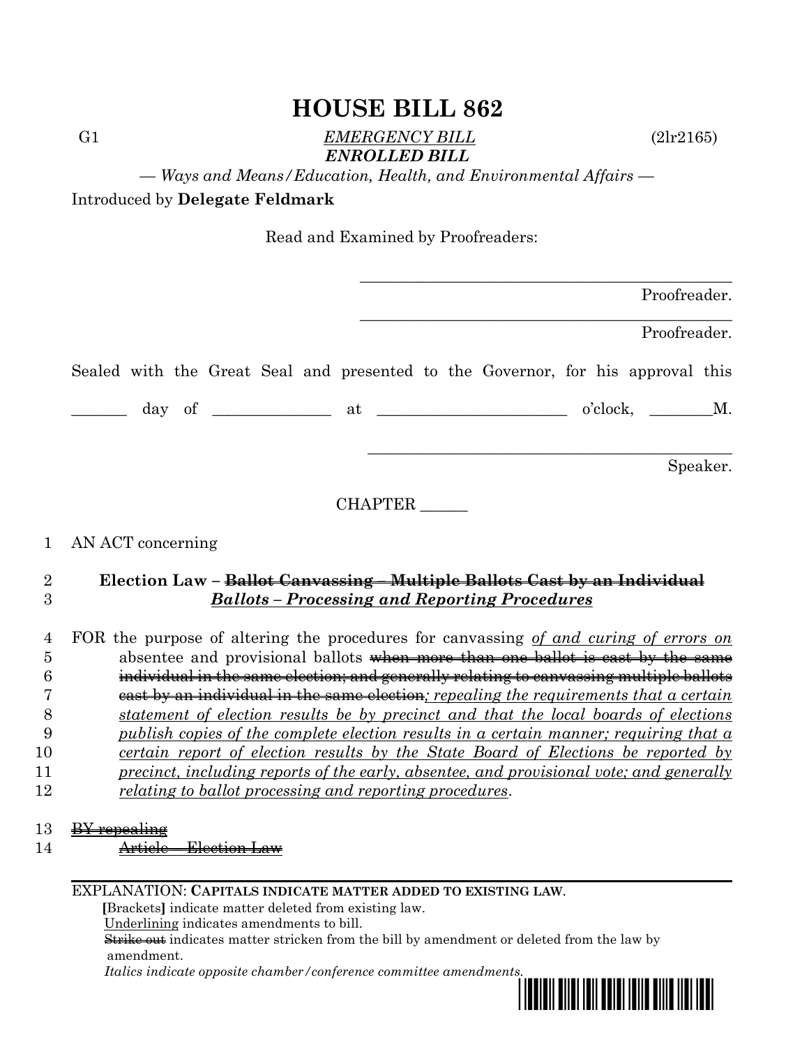# HOUSE BILL 862

G1 *EMERGENCY BILL* (2lr2165)

***ENROLLED BILL***

— *Ways and Means/Education, Health, and Environmental Affairs* —

Introduced by **Delegate Feldmark**

Read and Examined by Proofreaders:

_______________________________________________ Proofreader.

_______________________________________________ Proofreader.

Sealed with the Great Seal and presented to the Governor, for his approval this

_______ day of ______________ at ________________________ o'clock, ________M.

_______________________________________________ Speaker.

CHAPTER ______

1 AN ACT concerning

2 **Election Law – ~~Ballot Canvassing – Multiple Ballots Cast by an Individual~~**
3 ***Ballots – Processing and Reporting Procedures***

4 FOR the purpose of altering the procedures for canvassing *of and curing of errors on*
5 absentee and provisional ballots ~~when more than one ballot is cast by the same~~
6 ~~individual in the same election; and generally relating to canvassing multiple ballots~~
7 ~~cast by an individual in the same election~~*; repealing the requirements that a certain*
8 *statement of election results be by precinct and that the local boards of elections*
9 *publish copies of the complete election results in a certain manner; requiring that a*
10 *certain report of election results by the State Board of Elections be reported by*
11 *precinct, including reports of the early, absentee, and provisional vote; and generally*
12 *relating to ballot processing and reporting procedures*.

13 ~~BY repealing~~
14 ~~Article – Election Law~~

EXPLANATION: **CAPITALS INDICATE MATTER ADDED TO EXISTING LAW**.
**[**Brackets**]** indicate matter deleted from existing law.
Underlining indicates amendments to bill.
~~Strike out~~ indicates matter stricken from the bill by amendment or deleted from the law by amendment.
*Italics indicate opposite chamber/conference committee amendments.*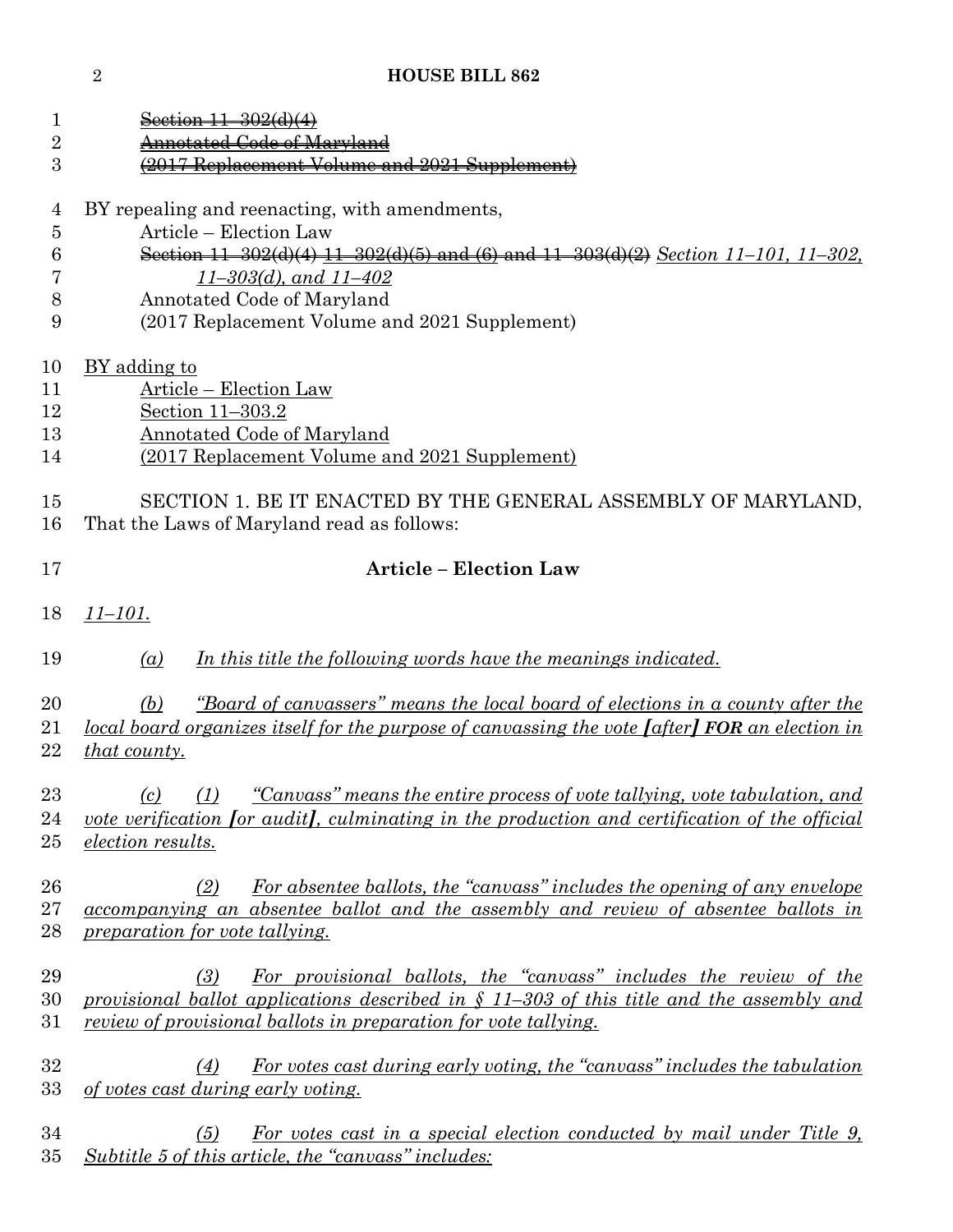~~Section 11–302(d)(4)~~
~~Annotated Code of Maryland~~
~~(2017 Replacement Volume and 2021 Supplement)~~

BY repealing and reenacting, with amendments,
Article – Election Law
~~Section 11–302(d)(4)~~ ~~11–302(d)(5) and (6) and 11–303(d)(2)~~ *Section 11–101, 11–302, 11–303(d), and 11–402*
Annotated Code of Maryland
(2017 Replacement Volume and 2021 Supplement)

BY adding to
Article – Election Law
Section 11–303.2
Annotated Code of Maryland
(2017 Replacement Volume and 2021 Supplement)

SECTION 1. BE IT ENACTED BY THE GENERAL ASSEMBLY OF MARYLAND, That the Laws of Maryland read as follows:

**Article – Election Law**

*11–101.*

*(a) In this title the following words have the meanings indicated.*

*(b) "Board of canvassers" means the local board of elections in a county after the local board organizes itself for the purpose of canvassing the vote [after] **FOR** an election in that county.*

*(c) (1) "Canvass" means the entire process of vote tallying, vote tabulation, and vote verification [or audit], culminating in the production and certification of the official election results.*

*(2) For absentee ballots, the "canvass" includes the opening of any envelope accompanying an absentee ballot and the assembly and review of absentee ballots in preparation for vote tallying.*

*(3) For provisional ballots, the "canvass" includes the review of the provisional ballot applications described in § 11–303 of this title and the assembly and review of provisional ballots in preparation for vote tallying.*

*(4) For votes cast during early voting, the "canvass" includes the tabulation of votes cast during early voting.*

*(5) For votes cast in a special election conducted by mail under Title 9, Subtitle 5 of this article, the "canvass" includes:*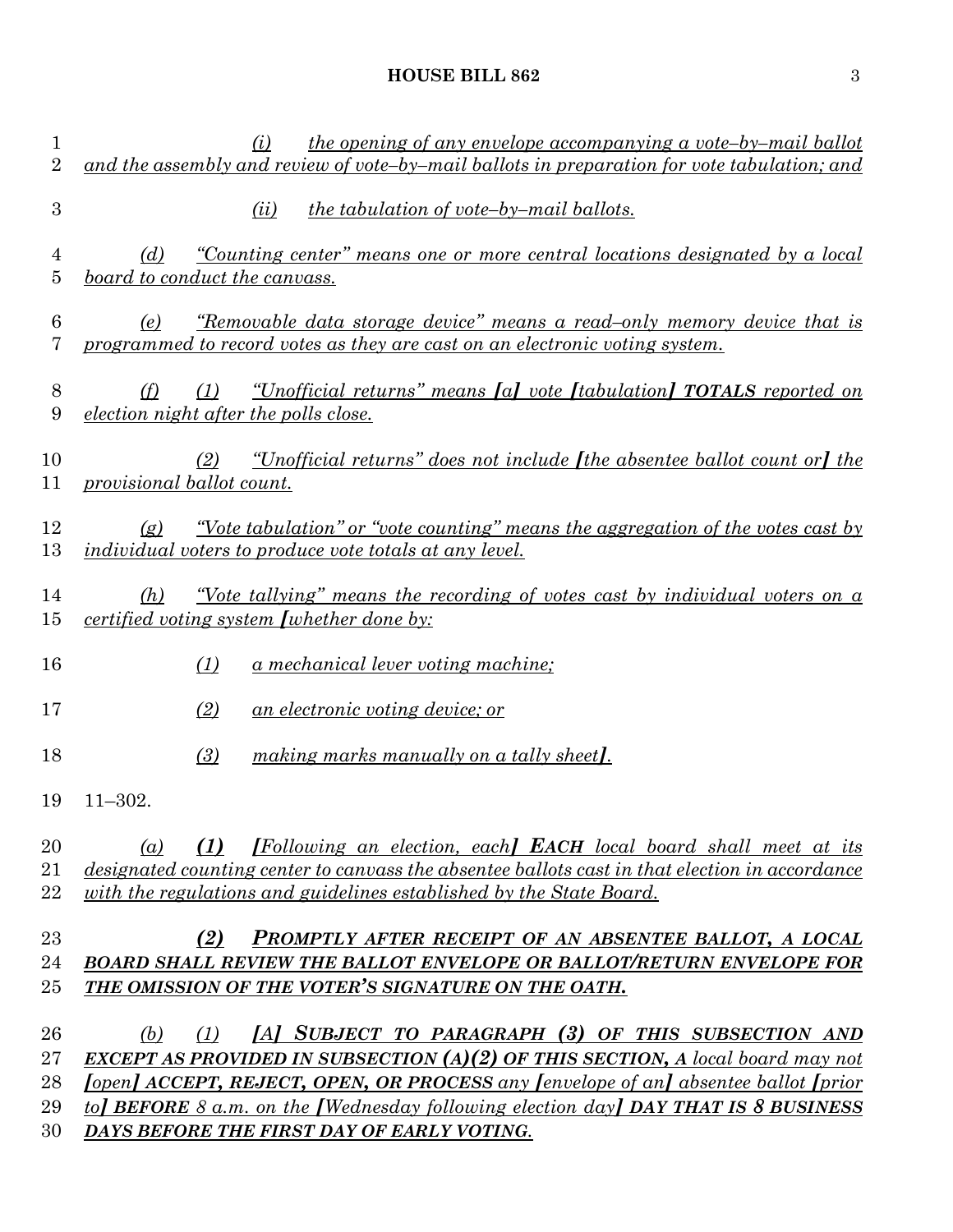(i) the opening of any envelope accompanying a vote–by–mail ballot and the assembly and review of vote–by–mail ballots in preparation for vote tabulation; and

(ii) the tabulation of vote–by–mail ballots.

(d) "Counting center" means one or more central locations designated by a local board to conduct the canvass.

(e) "Removable data storage device" means a read–only memory device that is programmed to record votes as they are cast on an electronic voting system.

(f) (1) "Unofficial returns" means [a] vote [tabulation] **TOTALS** reported on election night after the polls close.

(2) "Unofficial returns" does not include [the absentee ballot count or] the provisional ballot count.

(g) "Vote tabulation" or "vote counting" means the aggregation of the votes cast by individual voters to produce vote totals at any level.

(h) "Vote tallying" means the recording of votes cast by individual voters on a certified voting system [whether done by:

(1) a mechanical lever voting machine;

(2) an electronic voting device; or

(3) making marks manually on a tally sheet].

11–302.

(a) **(1)** [Following an election, each] **EACH** local board shall meet at its designated counting center to canvass the absentee ballots cast in that election in accordance with the regulations and guidelines established by the State Board.

**(2) PROMPTLY AFTER RECEIPT OF AN ABSENTEE BALLOT, A LOCAL BOARD SHALL REVIEW THE BALLOT ENVELOPE OR BALLOT/RETURN ENVELOPE FOR THE OMISSION OF THE VOTER'S SIGNATURE ON THE OATH.**

(b) (1) [A] **SUBJECT TO PARAGRAPH (3) OF THIS SUBSECTION AND EXCEPT AS PROVIDED IN SUBSECTION (A)(2) OF THIS SECTION, A** local board may not [open] **ACCEPT, REJECT, OPEN, OR PROCESS** any [envelope of an] absentee ballot [prior to] **BEFORE** 8 a.m. on the [Wednesday following election day] **DAY THAT IS 8 BUSINESS DAYS BEFORE THE FIRST DAY OF EARLY VOTING**.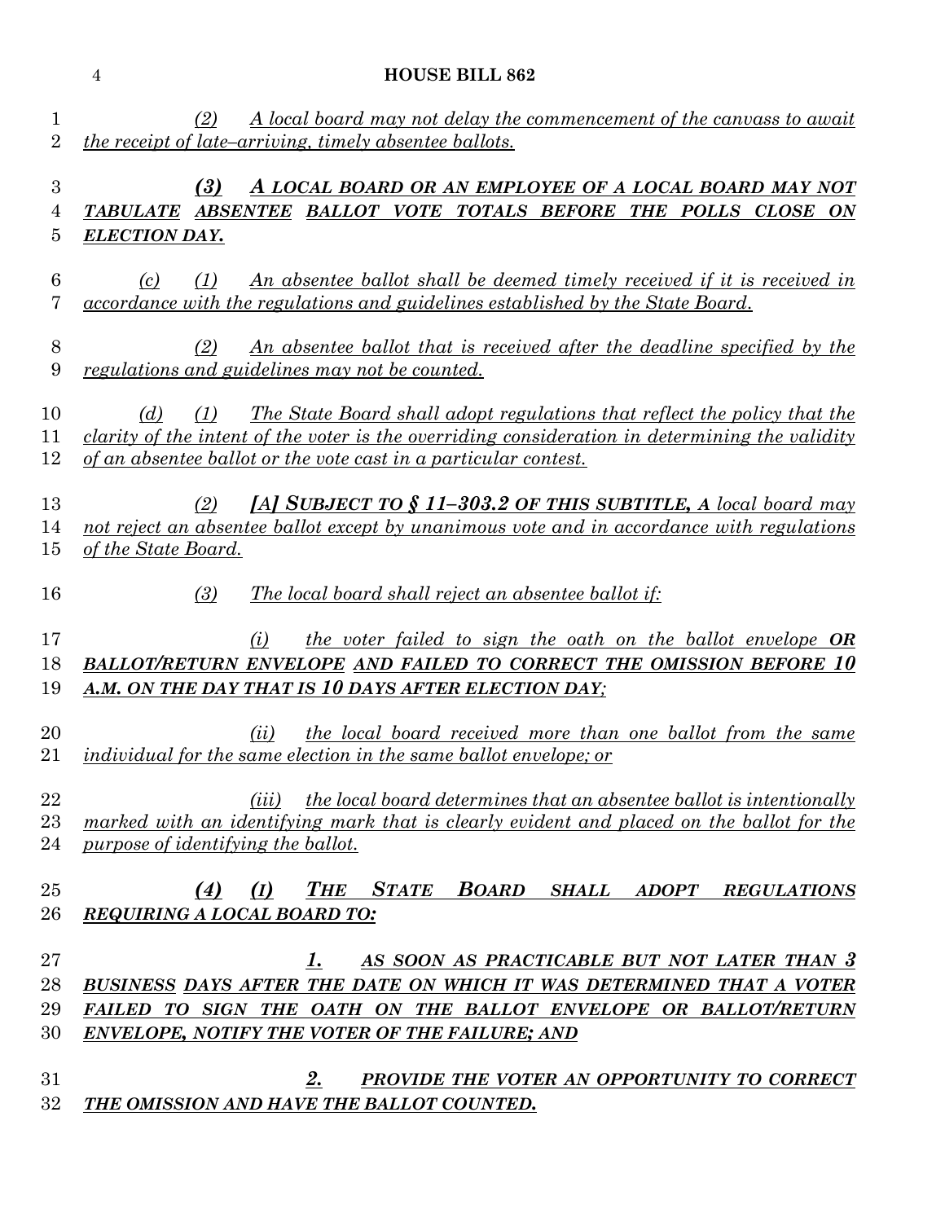(2) A local board may not delay the commencement of the canvass to await the receipt of late–arriving, timely absentee ballots.

**(3) A LOCAL BOARD OR AN EMPLOYEE OF A LOCAL BOARD MAY NOT TABULATE ABSENTEE BALLOT VOTE TOTALS BEFORE THE POLLS CLOSE ON ELECTION DAY.**

(c) (1) An absentee ballot shall be deemed timely received if it is received in accordance with the regulations and guidelines established by the State Board.

(2) An absentee ballot that is received after the deadline specified by the regulations and guidelines may not be counted.

(d) (1) The State Board shall adopt regulations that reflect the policy that the clarity of the intent of the voter is the overriding consideration in determining the validity of an absentee ballot or the vote cast in a particular contest.

(2) [A] **SUBJECT TO § 11–303.2 OF THIS SUBTITLE, A** local board may not reject an absentee ballot except by unanimous vote and in accordance with regulations of the State Board.

(3) The local board shall reject an absentee ballot if:

(i) the voter failed to sign the oath on the ballot envelope **OR BALLOT/RETURN ENVELOPE AND FAILED TO CORRECT THE OMISSION BEFORE 10 A.M. ON THE DAY THAT IS 10 DAYS AFTER ELECTION DAY;**

(ii) the local board received more than one ballot from the same individual for the same election in the same ballot envelope; or

(iii) the local board determines that an absentee ballot is intentionally marked with an identifying mark that is clearly evident and placed on the ballot for the purpose of identifying the ballot.

**(4) (I) THE STATE BOARD SHALL ADOPT REGULATIONS REQUIRING A LOCAL BOARD TO:**

**1. AS SOON AS PRACTICABLE BUT NOT LATER THAN 3 BUSINESS DAYS AFTER THE DATE ON WHICH IT WAS DETERMINED THAT A VOTER FAILED TO SIGN THE OATH ON THE BALLOT ENVELOPE OR BALLOT/RETURN ENVELOPE, NOTIFY THE VOTER OF THE FAILURE; AND**

**2. PROVIDE THE VOTER AN OPPORTUNITY TO CORRECT THE OMISSION AND HAVE THE BALLOT COUNTED.**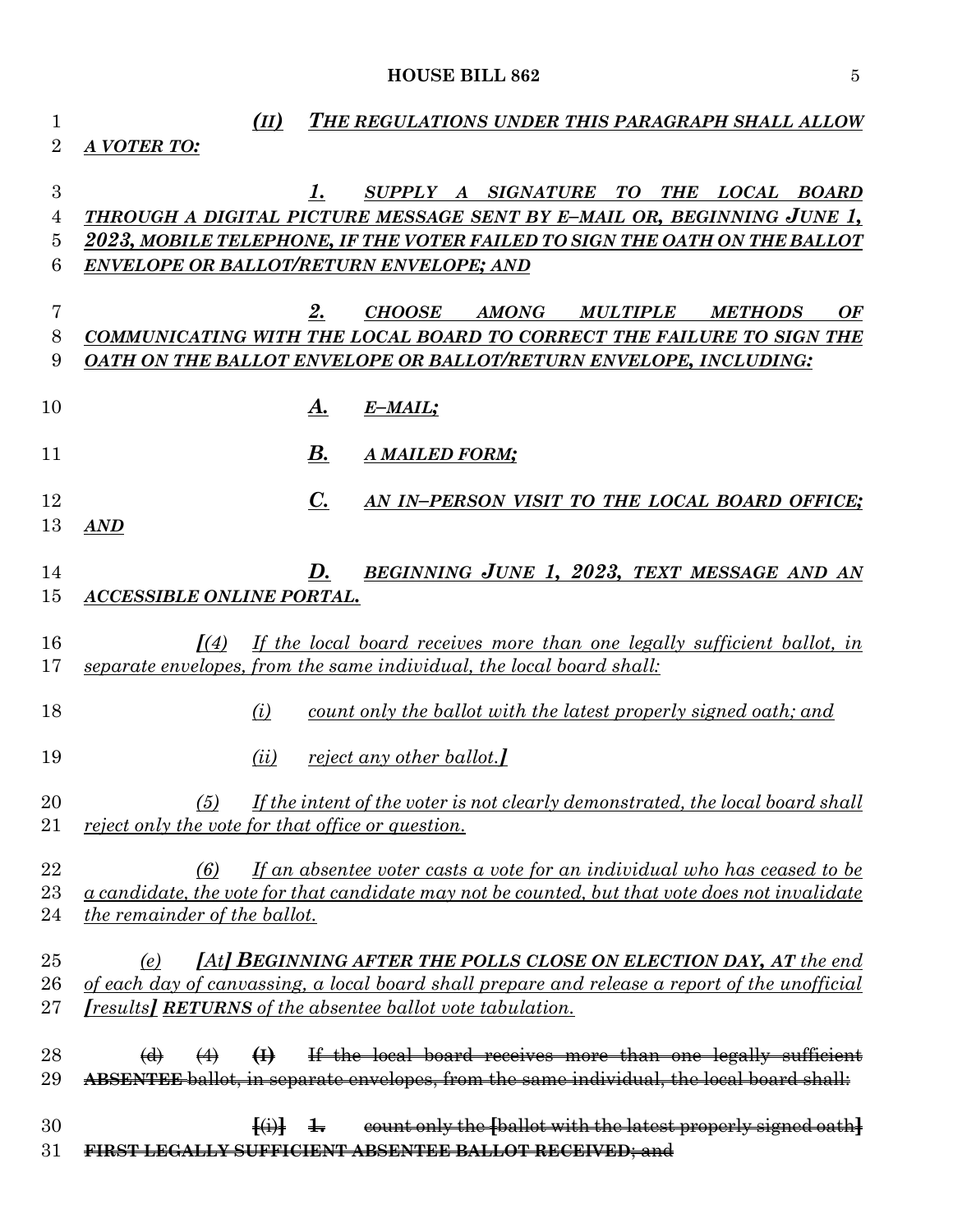(II) THE REGULATIONS UNDER THIS PARAGRAPH SHALL ALLOW A VOTER TO:

1. SUPPLY A SIGNATURE TO THE LOCAL BOARD THROUGH A DIGITAL PICTURE MESSAGE SENT BY E–MAIL OR, BEGINNING JUNE 1, 2023, MOBILE TELEPHONE, IF THE VOTER FAILED TO SIGN THE OATH ON THE BALLOT ENVELOPE OR BALLOT/RETURN ENVELOPE; AND

2. CHOOSE AMONG MULTIPLE METHODS OF COMMUNICATING WITH THE LOCAL BOARD TO CORRECT THE FAILURE TO SIGN THE OATH ON THE BALLOT ENVELOPE OR BALLOT/RETURN ENVELOPE, INCLUDING:

A. E–MAIL;

B. A MAILED FORM;

C. AN IN–PERSON VISIT TO THE LOCAL BOARD OFFICE; AND

D. BEGINNING JUNE 1, 2023, TEXT MESSAGE AND AN ACCESSIBLE ONLINE PORTAL.

*[(4) If the local board receives more than one legally sufficient ballot, in separate envelopes, from the same individual, the local board shall:*

*(i) count only the ballot with the latest properly signed oath; and*

*(ii) reject any other ballot.]*

*(5) If the intent of the voter is not clearly demonstrated, the local board shall reject only the vote for that office or question.*

*(6) If an absentee voter casts a vote for an individual who has ceased to be a candidate, the vote for that candidate may not be counted, but that vote does not invalidate the remainder of the ballot.*

*(e) [At] **BEGINNING AFTER THE POLLS CLOSE ON ELECTION DAY, AT** the end of each day of canvassing, a local board shall prepare and release a report of the unofficial [results] **RETURNS** of the absentee ballot vote tabulation.*

~~(d) (4) (I) If the local board receives more than one legally sufficient **ABSENTEE** ballot, in separate envelopes, from the same individual, the local board shall:~~

~~[(i)] 1. count only the [ballot with the latest properly signed oath] **FIRST LEGALLY SUFFICIENT ABSENTEE BALLOT RECEIVED**; and~~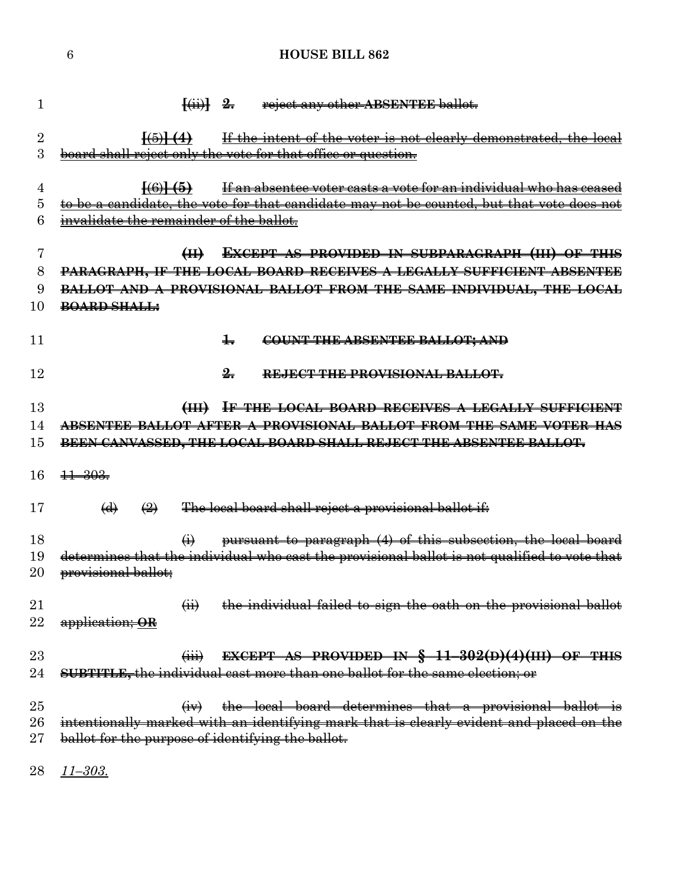1 [(ii)] 2. reject any other ABSENTEE ballot.

2 [(5)] (4) If the intent of the voter is not clearly demonstrated, the local
3 board shall reject only the vote for that office or question.

4 [(6)] (5) If an absentee voter casts a vote for an individual who has ceased
5 to be a candidate, the vote for that candidate may not be counted, but that vote does not
6 invalidate the remainder of the ballot.

7 (II) EXCEPT AS PROVIDED IN SUBPARAGRAPH (III) OF THIS
8 PARAGRAPH, IF THE LOCAL BOARD RECEIVES A LEGALLY SUFFICIENT ABSENTEE
9 BALLOT AND A PROVISIONAL BALLOT FROM THE SAME INDIVIDUAL, THE LOCAL
10 BOARD SHALL:

11 1. COUNT THE ABSENTEE BALLOT; AND

12 2. REJECT THE PROVISIONAL BALLOT.

13 (III) IF THE LOCAL BOARD RECEIVES A LEGALLY SUFFICIENT
14 ABSENTEE BALLOT AFTER A PROVISIONAL BALLOT FROM THE SAME VOTER HAS
15 BEEN CANVASSED, THE LOCAL BOARD SHALL REJECT THE ABSENTEE BALLOT.

16 11–303.

17 (d) (2) The local board shall reject a provisional ballot if:

18 (i) pursuant to paragraph (4) of this subsection, the local board
19 determines that the individual who cast the provisional ballot is not qualified to vote that
20 provisional ballot;

21 (ii) the individual failed to sign the oath on the provisional ballot
22 application; OR

23 (iii) EXCEPT AS PROVIDED IN § 11–302(D)(4)(III) OF THIS
24 SUBTITLE, the individual cast more than one ballot for the same election; or

25 (iv) the local board determines that a provisional ballot is
26 intentionally marked with an identifying mark that is clearly evident and placed on the
27 ballot for the purpose of identifying the ballot.

28 *11–303.*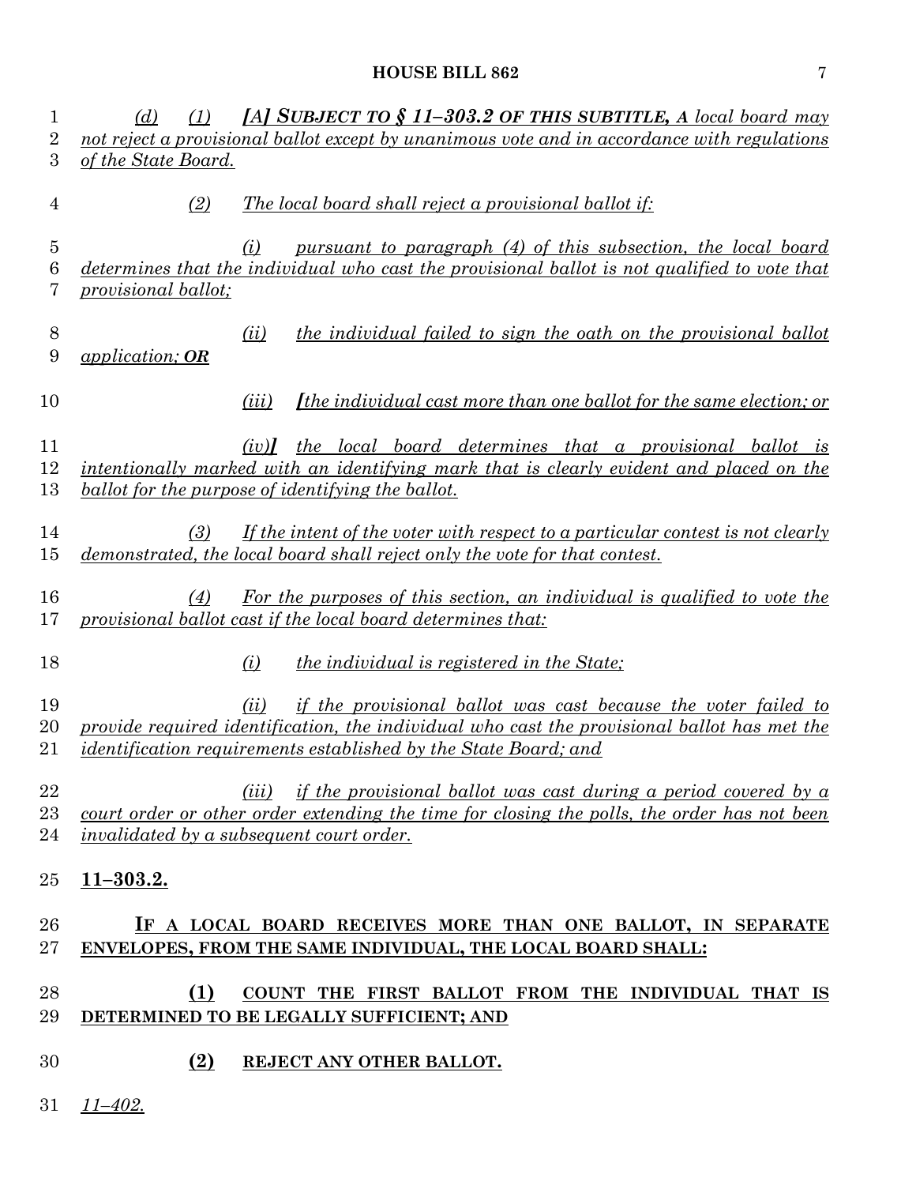*(d)* *(1)* ***[A] SUBJECT TO § 11–303.2 OF THIS SUBTITLE, A** local board may not reject a provisional ballot except by unanimous vote and in accordance with regulations of the State Board.*

*(2) The local board shall reject a provisional ballot if:*

*(i) pursuant to paragraph (4) of this subsection, the local board determines that the individual who cast the provisional ballot is not qualified to vote that provisional ballot;*

*(ii) the individual failed to sign the oath on the provisional ballot application; **OR***

*(iii) **[**the individual cast more than one ballot for the same election; or*

*(iv)**]** the local board determines that a provisional ballot is intentionally marked with an identifying mark that is clearly evident and placed on the ballot for the purpose of identifying the ballot.*

*(3) If the intent of the voter with respect to a particular contest is not clearly demonstrated, the local board shall reject only the vote for that contest.*

*(4) For the purposes of this section, an individual is qualified to vote the provisional ballot cast if the local board determines that:*

*(i) the individual is registered in the State;*

*(ii) if the provisional ballot was cast because the voter failed to provide required identification, the individual who cast the provisional ballot has met the identification requirements established by the State Board; and*

*(iii) if the provisional ballot was cast during a period covered by a court order or other order extending the time for closing the polls, the order has not been invalidated by a subsequent court order.*

**11–303.2.**

**IF A LOCAL BOARD RECEIVES MORE THAN ONE BALLOT, IN SEPARATE ENVELOPES, FROM THE SAME INDIVIDUAL, THE LOCAL BOARD SHALL:**

**(1) COUNT THE FIRST BALLOT FROM THE INDIVIDUAL THAT IS DETERMINED TO BE LEGALLY SUFFICIENT; AND**

**(2) REJECT ANY OTHER BALLOT.**

*11–402.*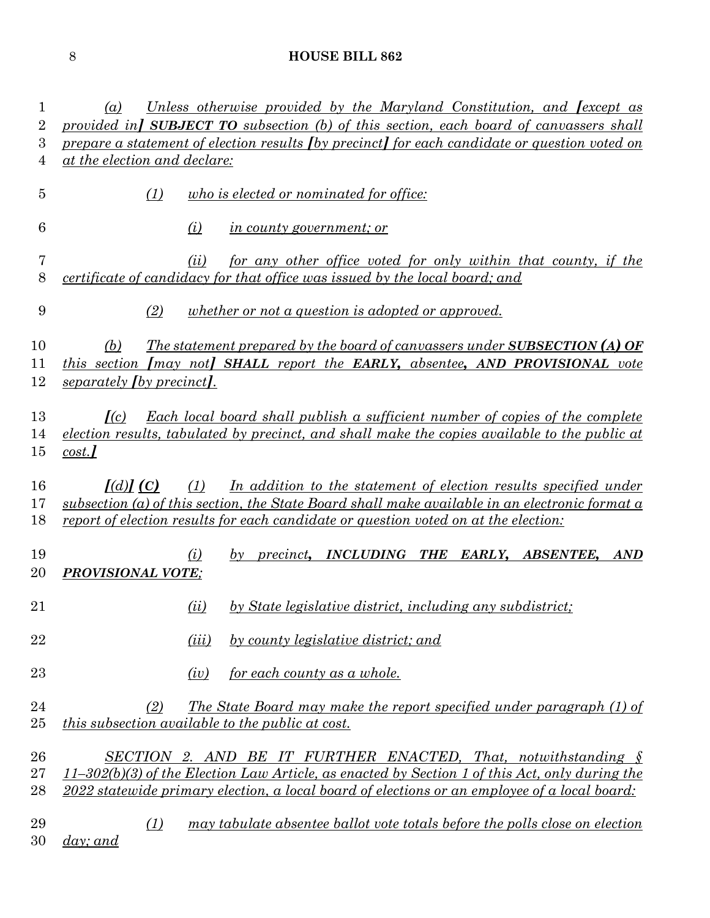(a) Unless otherwise provided by the Maryland Constitution, and [except as provided in] **SUBJECT TO** subsection (b) of this section, each board of canvassers shall prepare a statement of election results [by precinct] for each candidate or question voted on at the election and declare:

(1) who is elected or nominated for office:

(i) in county government; or

(ii) for any other office voted for only within that county, if the certificate of candidacy for that office was issued by the local board; and

(2) whether or not a question is adopted or approved.

(b) The statement prepared by the board of canvassers under **SUBSECTION (A) OF** this section [may not] **SHALL** report the **EARLY,** absentee**, AND PROVISIONAL** vote separately [by precinct].

[(c) Each local board shall publish a sufficient number of copies of the complete election results, tabulated by precinct, and shall make the copies available to the public at cost.]

[(d)] **(C)** (1) In addition to the statement of election results specified under subsection (a) of this section, the State Board shall make available in an electronic format a report of election results for each candidate or question voted on at the election:

(i) by precinct**, INCLUDING THE EARLY, ABSENTEE, AND PROVISIONAL VOTE**;

(ii) by State legislative district, including any subdistrict;

(iii) by county legislative district; and

(iv) for each county as a whole.

(2) The State Board may make the report specified under paragraph (1) of this subsection available to the public at cost.

SECTION 2. AND BE IT FURTHER ENACTED, That, notwithstanding § 11–302(b)(3) of the Election Law Article, as enacted by Section 1 of this Act, only during the 2022 statewide primary election, a local board of elections or an employee of a local board:

(1) may tabulate absentee ballot vote totals before the polls close on election day; and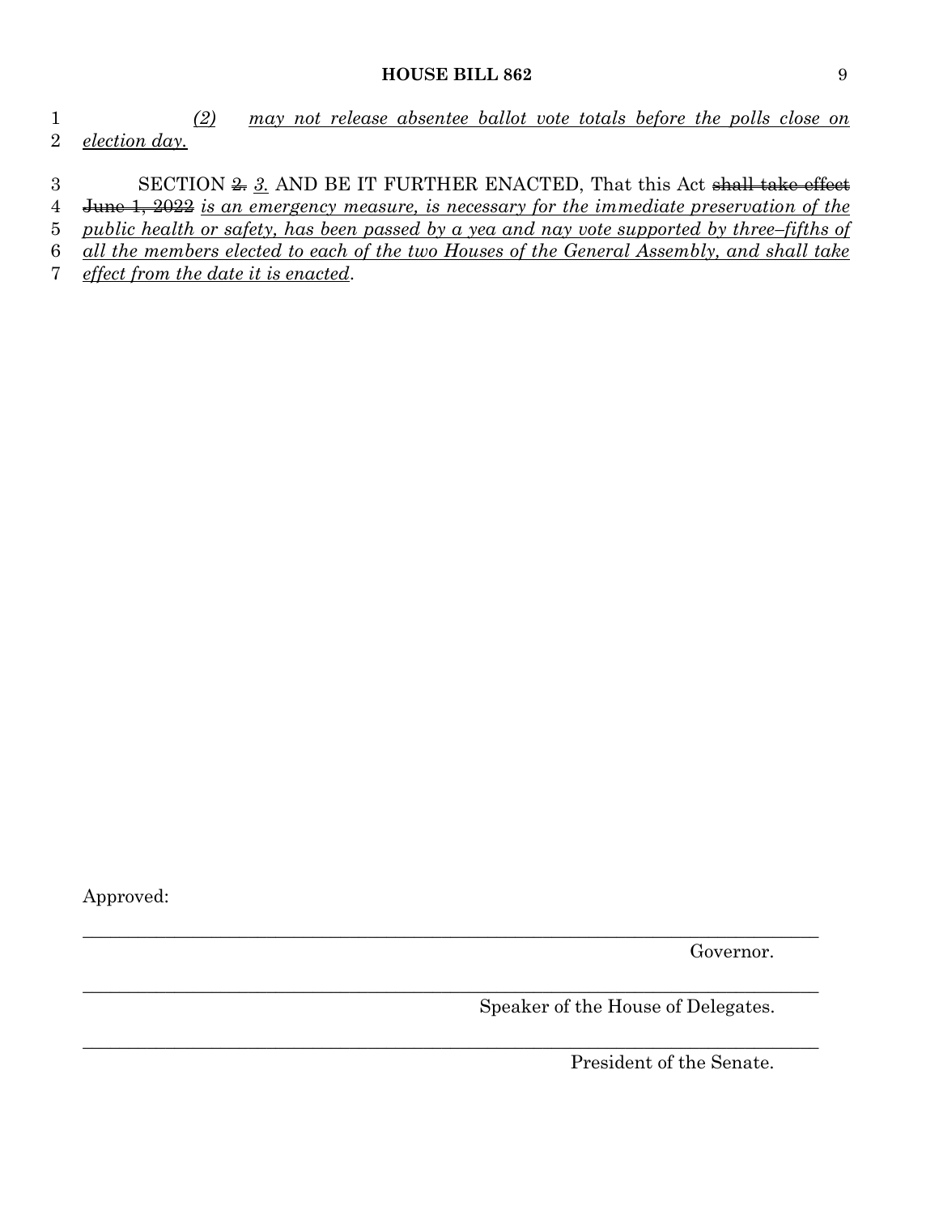(2) *may not release absentee ballot vote totals before the polls close on election day.*

SECTION ~~2.~~ *3.* AND BE IT FURTHER ENACTED, That this Act ~~shall take effect June 1, 2022~~ *is an emergency measure, is necessary for the immediate preservation of the public health or safety, has been passed by a yea and nay vote supported by three–fifths of all the members elected to each of the two Houses of the General Assembly, and shall take effect from the date it is enacted*.

Approved:

\_\_\_\_\_\_\_\_\_\_\_\_\_\_\_\_\_\_\_\_\_\_\_\_\_\_\_\_\_\_\_\_\_\_\_\_\_\_\_\_

Governor.

\_\_\_\_\_\_\_\_\_\_\_\_\_\_\_\_\_\_\_\_\_\_\_\_\_\_\_\_\_\_\_\_\_\_\_\_\_\_\_\_

Speaker of the House of Delegates.

\_\_\_\_\_\_\_\_\_\_\_\_\_\_\_\_\_\_\_\_\_\_\_\_\_\_\_\_\_\_\_\_\_\_\_\_\_\_\_\_

President of the Senate.